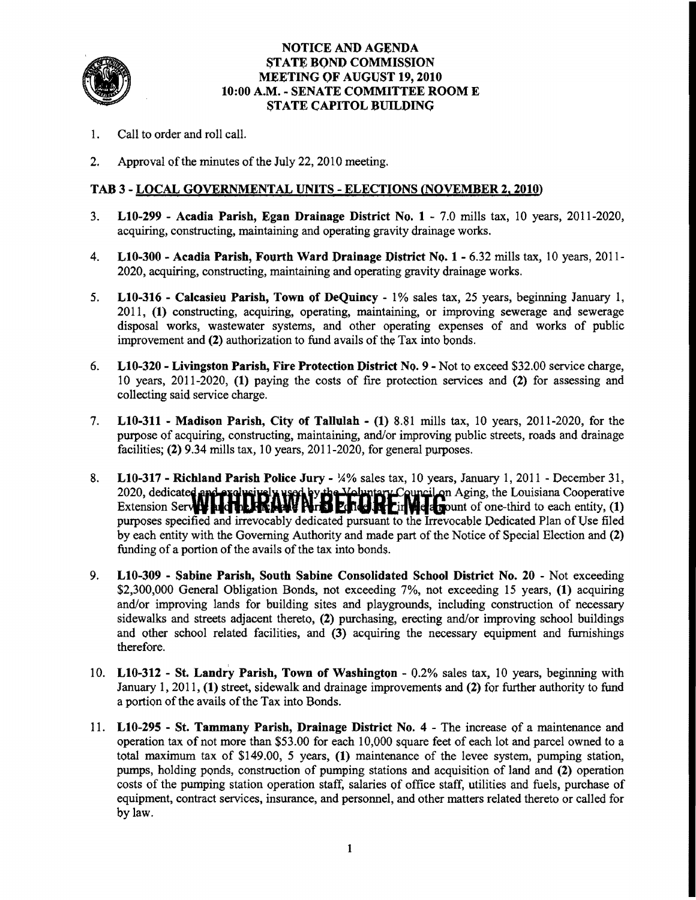# NOTICE AND AGENDA
# STATE BOND COMMISSION
# MEETING OF AUGUST 19, 2010
# 10:00 A.M. - SENATE COMMITTEE ROOM E
# STATE CAPITOL BUILDING

1. Call to order and roll call.

2. Approval of the minutes of the July 22, 2010 meeting.

## TAB 3 - LOCAL GOVERNMENTAL UNITS - ELECTIONS (NOVEMBER 2, 2010)

3. **L10-299 - Acadia Parish, Egan Drainage District No. 1** - 7.0 mills tax, 10 years, 2011-2020, acquiring, constructing, maintaining and operating gravity drainage works.

4. **L10-300 - Acadia Parish, Fourth Ward Drainage District No. 1** - 6.32 mills tax, 10 years, 2011-2020, acquiring, constructing, maintaining and operating gravity drainage works.

5. **L10-316 - Calcasieu Parish, Town of DeQuincy** - 1% sales tax, 25 years, beginning January 1, 2011, **(1)** constructing, acquiring, operating, maintaining, or improving sewerage and sewerage disposal works, wastewater systems, and other operating expenses of and works of public improvement and **(2)** authorization to fund avails of the Tax into bonds.

6. **L10-320 - Livingston Parish, Fire Protection District No. 9** - Not to exceed $32.00 service charge, 10 years, 2011-2020, **(1)** paying the costs of fire protection services and **(2)** for assessing and collecting said service charge.

7. **L10-311 - Madison Parish, City of Tallulah** - **(1)** 8.81 mills tax, 10 years, 2011-2020, for the purpose of acquiring, constructing, maintaining, and/or improving public streets, roads and drainage facilities; **(2)** 9.34 mills tax, 10 years, 2011-2020, for general purposes.

8. **L10-317 - Richland Parish Police Jury** - ¼% sales tax, 10 years, January 1, 2011 - December 31, 2020, dedicated and exclusively used by the Voluntary Council on Aging, the Louisiana Cooperative Extension Service and the Richland Parish Police Jury in the amount of one-third to each entity, **(1)** purposes specified and irrevocably dedicated pursuant to the Irrevocable Dedicated Plan of Use filed by each entity with the Governing Authority and made part of the Notice of Special Election and **(2)** funding of a portion of the avails of the tax into bonds. **WITHDRAWN BEFORE MTG**

9. **L10-309 - Sabine Parish, South Sabine Consolidated School District No. 20** - Not exceeding $2,300,000 General Obligation Bonds, not exceeding 7%, not exceeding 15 years, **(1)** acquiring and/or improving lands for building sites and playgrounds, including construction of necessary sidewalks and streets adjacent thereto, **(2)** purchasing, erecting and/or improving school buildings and other school related facilities, and **(3)** acquiring the necessary equipment and furnishings therefore.

10. **L10-312 - St. Landry Parish, Town of Washington** - 0.2% sales tax, 10 years, beginning with January 1, 2011, **(1)** street, sidewalk and drainage improvements and **(2)** for further authority to fund a portion of the avails of the Tax into Bonds.

11. **L10-295 - St. Tammany Parish, Drainage District No. 4** - The increase of a maintenance and operation tax of not more than $53.00 for each 10,000 square feet of each lot and parcel owned to a total maximum tax of $149.00, 5 years, **(1)** maintenance of the levee system, pumping station, pumps, holding ponds, construction of pumping stations and acquisition of land and **(2)** operation costs of the pumping station operation staff, salaries of office staff, utilities and fuels, purchase of equipment, contract services, insurance, and personnel, and other matters related thereto or called for by law.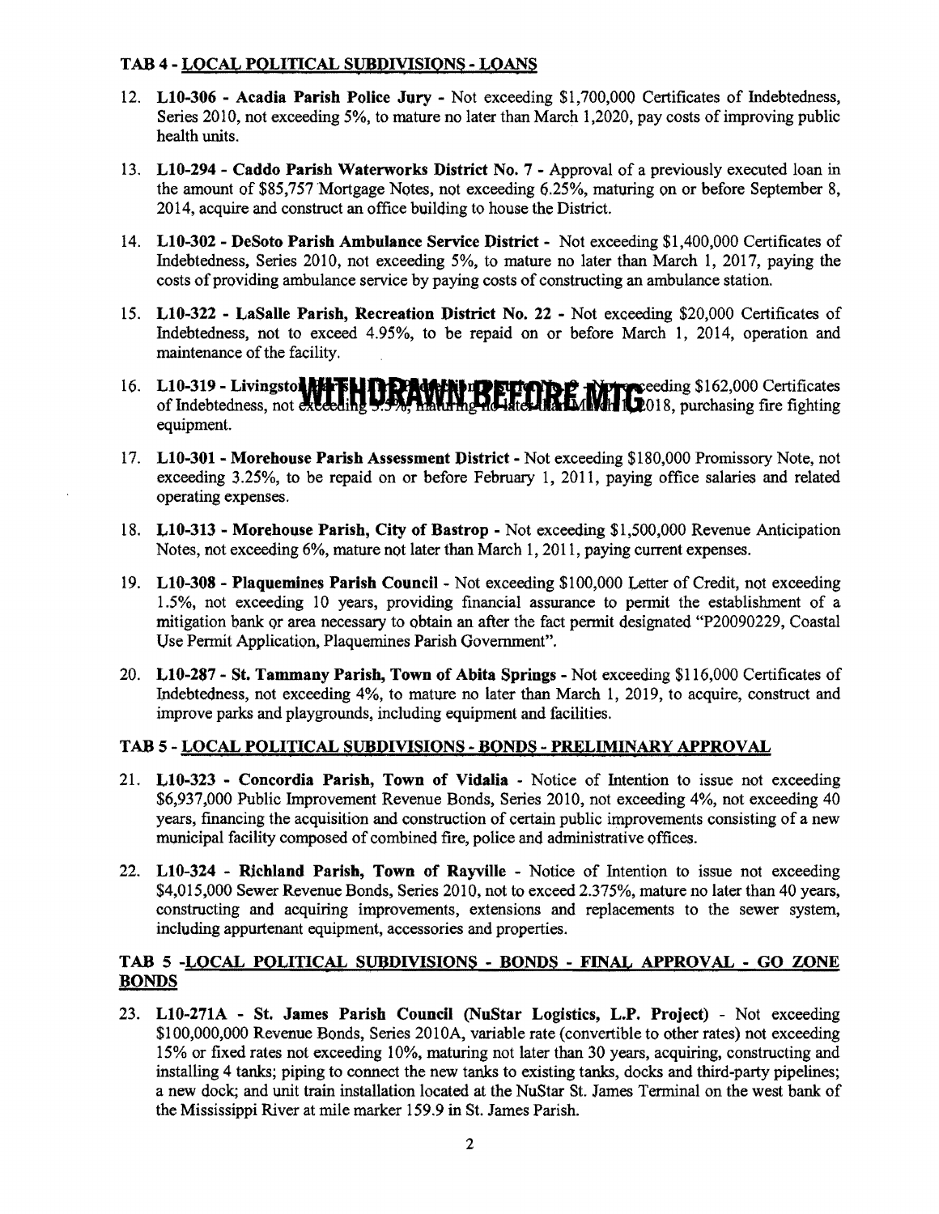**TAB 4 - LOCAL POLITICAL SUBDIVISIONS - LOANS**

12. **L10-306 - Acadia Parish Police Jury -** Not exceeding $1,700,000 Certificates of Indebtedness, Series 2010, not exceeding 5%, to mature no later than March 1,2020, pay costs of improving public health units.

13. **L10-294 - Caddo Parish Waterworks District No. 7 -** Approval of a previously executed loan in the amount of $85,757 Mortgage Notes, not exceeding 6.25%, maturing on or before September 8, 2014, acquire and construct an office building to house the District.

14. **L10-302 - DeSoto Parish Ambulance Service District -** Not exceeding $1,400,000 Certificates of Indebtedness, Series 2010, not exceeding 5%, to mature no later than March 1, 2017, paying the costs of providing ambulance service by paying costs of constructing an ambulance station.

15. **L10-322 - LaSalle Parish, Recreation District No. 22 -** Not exceeding $20,000 Certificates of Indebtedness, not to exceed 4.95%, to be repaid on or before March 1, 2014, operation and maintenance of the facility.

16. **L10-319 - Livingsto**[WITHDRAWN BEFORE MTG]eeding $162,000 Certificates of Indebtedness, not exceeding 5.5%, maturing no later than March 1, 2018, purchasing fire fighting equipment.

17. **L10-301 - Morehouse Parish Assessment District -** Not exceeding $180,000 Promissory Note, not exceeding 3.25%, to be repaid on or before February 1, 2011, paying office salaries and related operating expenses.

18. **L10-313 - Morehouse Parish, City of Bastrop -** Not exceeding $1,500,000 Revenue Anticipation Notes, not exceeding 6%, mature not later than March 1, 2011, paying current expenses.

19. **L10-308 - Plaquemines Parish Council -** Not exceeding $100,000 Letter of Credit, not exceeding 1.5%, not exceeding 10 years, providing financial assurance to permit the establishment of a mitigation bank or area necessary to obtain an after the fact permit designated "P20090229, Coastal Use Permit Application, Plaquemines Parish Government".

20. **L10-287 - St. Tammany Parish, Town of Abita Springs -** Not exceeding $116,000 Certificates of Indebtedness, not exceeding 4%, to mature no later than March 1, 2019, to acquire, construct and improve parks and playgrounds, including equipment and facilities.

**TAB 5 - LOCAL POLITICAL SUBDIVISIONS - BONDS - PRELIMINARY APPROVAL**

21. **L10-323 - Concordia Parish, Town of Vidalia -** Notice of Intention to issue not exceeding $6,937,000 Public Improvement Revenue Bonds, Series 2010, not exceeding 4%, not exceeding 40 years, financing the acquisition and construction of certain public improvements consisting of a new municipal facility composed of combined fire, police and administrative offices.

22. **L10-324 - Richland Parish, Town of Rayville -** Notice of Intention to issue not exceeding $4,015,000 Sewer Revenue Bonds, Series 2010, not to exceed 2.375%, mature no later than 40 years, constructing and acquiring improvements, extensions and replacements to the sewer system, including appurtenant equipment, accessories and properties.

**TAB 5 - LOCAL POLITICAL SUBDIVISIONS - BONDS - FINAL APPROVAL - GO ZONE BONDS**

23. **L10-271A - St. James Parish Council (NuStar Logistics, L.P. Project) -** Not exceeding $100,000,000 Revenue Bonds, Series 2010A, variable rate (convertible to other rates) not exceeding 15% or fixed rates not exceeding 10%, maturing not later than 30 years, acquiring, constructing and installing 4 tanks; piping to connect the new tanks to existing tanks, docks and third-party pipelines; a new dock; and unit train installation located at the NuStar St. James Terminal on the west bank of the Mississippi River at mile marker 159.9 in St. James Parish.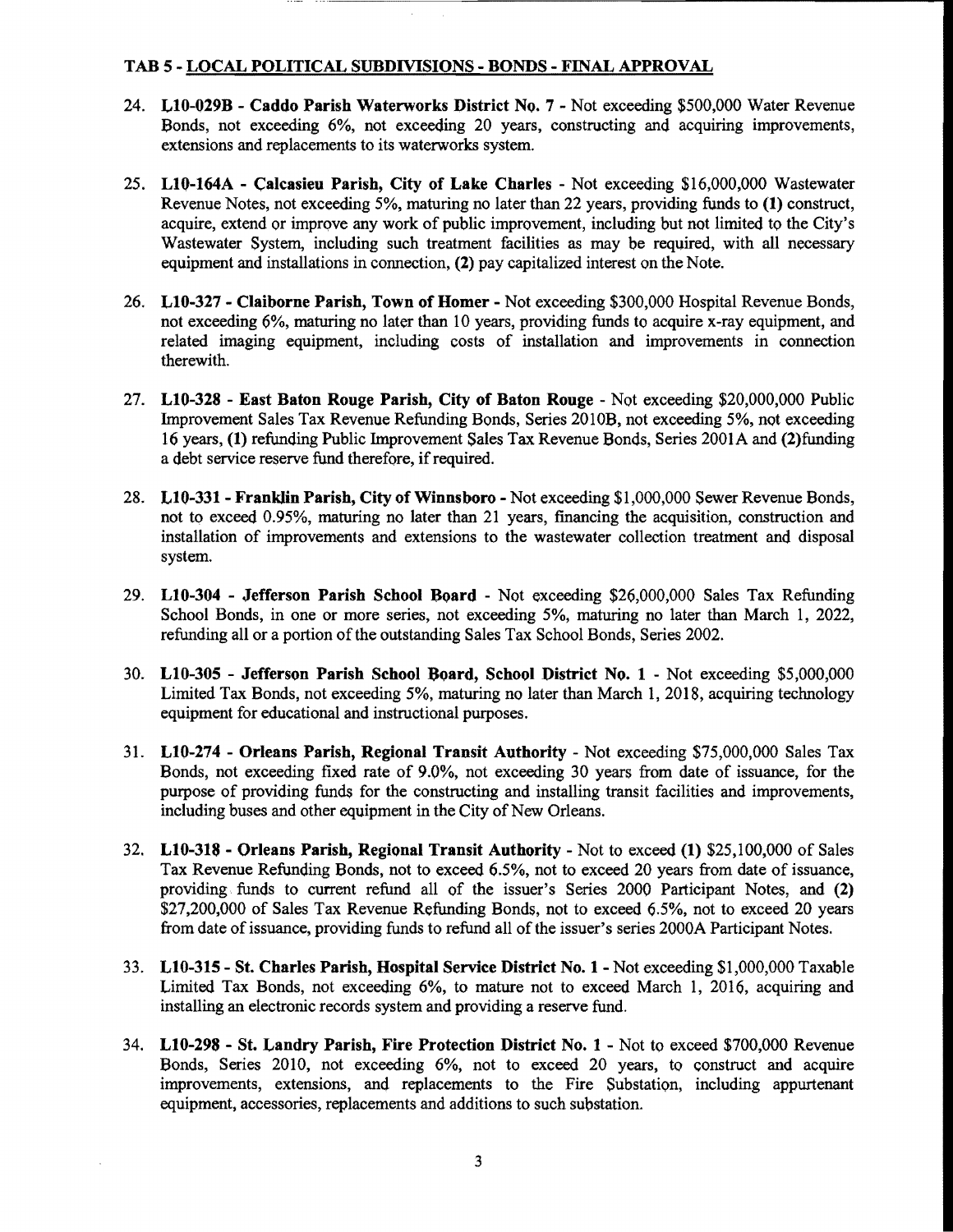## TAB 5 - LOCAL POLITICAL SUBDIVISIONS - BONDS - FINAL APPROVAL

24. **L10-029B - Caddo Parish Waterworks District No. 7** - Not exceeding $500,000 Water Revenue Bonds, not exceeding 6%, not exceeding 20 years, constructing and acquiring improvements, extensions and replacements to its waterworks system.

25. **L10-164A - Calcasieu Parish, City of Lake Charles** - Not exceeding $16,000,000 Wastewater Revenue Notes, not exceeding 5%, maturing no later than 22 years, providing funds to **(1)** construct, acquire, extend or improve any work of public improvement, including but not limited to the City's Wastewater System, including such treatment facilities as may be required, with all necessary equipment and installations in connection, **(2)** pay capitalized interest on the Note.

26. **L10-327 - Claiborne Parish, Town of Homer** - Not exceeding $300,000 Hospital Revenue Bonds, not exceeding 6%, maturing no later than 10 years, providing funds to acquire x-ray equipment, and related imaging equipment, including costs of installation and improvements in connection therewith.

27. **L10-328 - East Baton Rouge Parish, City of Baton Rouge** - Not exceeding $20,000,000 Public Improvement Sales Tax Revenue Refunding Bonds, Series 2010B, not exceeding 5%, not exceeding 16 years, **(1)** refunding Public Improvement Sales Tax Revenue Bonds, Series 2001A and **(2)**funding a debt service reserve fund therefore, if required.

28. **L10-331 - Franklin Parish, City of Winnsboro** - Not exceeding $1,000,000 Sewer Revenue Bonds, not to exceed 0.95%, maturing no later than 21 years, financing the acquisition, construction and installation of improvements and extensions to the wastewater collection treatment and disposal system.

29. **L10-304 - Jefferson Parish School Board** - Not exceeding $26,000,000 Sales Tax Refunding School Bonds, in one or more series, not exceeding 5%, maturing no later than March 1, 2022, refunding all or a portion of the outstanding Sales Tax School Bonds, Series 2002.

30. **L10-305 - Jefferson Parish School Board, School District No. 1** - Not exceeding $5,000,000 Limited Tax Bonds, not exceeding 5%, maturing no later than March 1, 2018, acquiring technology equipment for educational and instructional purposes.

31. **L10-274 - Orleans Parish, Regional Transit Authority** - Not exceeding $75,000,000 Sales Tax Bonds, not exceeding fixed rate of 9.0%, not exceeding 30 years from date of issuance, for the purpose of providing funds for the constructing and installing transit facilities and improvements, including buses and other equipment in the City of New Orleans.

32. **L10-318 - Orleans Parish, Regional Transit Authority** - Not to exceed **(1)** $25,100,000 of Sales Tax Revenue Refunding Bonds, not to exceed 6.5%, not to exceed 20 years from date of issuance, providing funds to current refund all of the issuer's Series 2000 Participant Notes, and **(2)** $27,200,000 of Sales Tax Revenue Refunding Bonds, not to exceed 6.5%, not to exceed 20 years from date of issuance, providing funds to refund all of the issuer's series 2000A Participant Notes.

33. **L10-315 - St. Charles Parish, Hospital Service District No. 1** - Not exceeding $1,000,000 Taxable Limited Tax Bonds, not exceeding 6%, to mature not to exceed March 1, 2016, acquiring and installing an electronic records system and providing a reserve fund.

34. **L10-298 - St. Landry Parish, Fire Protection District No. 1** - Not to exceed $700,000 Revenue Bonds, Series 2010, not exceeding 6%, not to exceed 20 years, to construct and acquire improvements, extensions, and replacements to the Fire Substation, including appurtenant equipment, accessories, replacements and additions to such substation.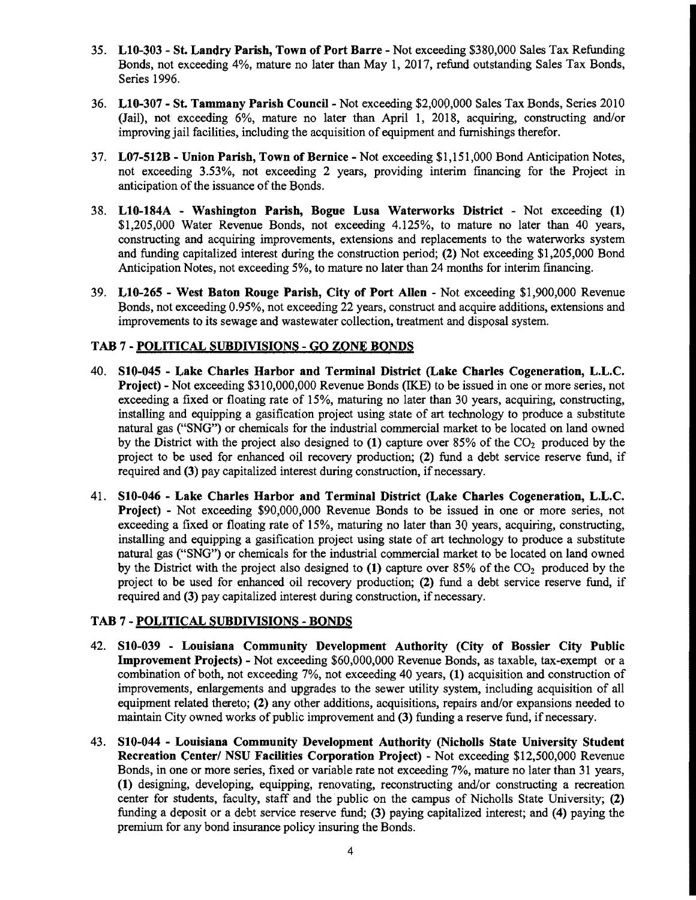35. **L10-303 - St. Landry Parish, Town of Port Barre** - Not exceeding $380,000 Sales Tax Refunding Bonds, not exceeding 4%, mature no later than May 1, 2017, refund outstanding Sales Tax Bonds, Series 1996.

36. **L10-307 - St. Tammany Parish Council** - Not exceeding $2,000,000 Sales Tax Bonds, Series 2010 (Jail), not exceeding 6%, mature no later than April 1, 2018, acquiring, constructing and/or improving jail facilities, including the acquisition of equipment and furnishings therefor.

37. **L07-512B - Union Parish, Town of Bernice** - Not exceeding $1,151,000 Bond Anticipation Notes, not exceeding 3.53%, not exceeding 2 years, providing interim financing for the Project in anticipation of the issuance of the Bonds.

38. **L10-184A - Washington Parish, Bogue Lusa Waterworks District** - Not exceeding **(1)** $1,205,000 Water Revenue Bonds, not exceeding 4.125%, to mature no later than 40 years, constructing and acquiring improvements, extensions and replacements to the waterworks system and funding capitalized interest during the construction period; **(2)** Not exceeding $1,205,000 Bond Anticipation Notes, not exceeding 5%, to mature no later than 24 months for interim financing.

39. **L10-265 - West Baton Rouge Parish, City of Port Allen** - Not exceeding $1,900,000 Revenue Bonds, not exceeding 0.95%, not exceeding 22 years, construct and acquire additions, extensions and improvements to its sewage and wastewater collection, treatment and disposal system.

### TAB 7 - POLITICAL SUBDIVISIONS - GO ZONE BONDS

40. **S10-045 - Lake Charles Harbor and Terminal District (Lake Charles Cogeneration, L.L.C. Project)** - Not exceeding $310,000,000 Revenue Bonds (IKE) to be issued in one or more series, not exceeding a fixed or floating rate of 15%, maturing no later than 30 years, acquiring, constructing, installing and equipping a gasification project using state of art technology to produce a substitute natural gas ("SNG") or chemicals for the industrial commercial market to be located on land owned by the District with the project also designed to **(1)** capture over 85% of the $CO_2$ produced by the project to be used for enhanced oil recovery production; **(2)** fund a debt service reserve fund, if required and **(3)** pay capitalized interest during construction, if necessary.

41. **S10-046 - Lake Charles Harbor and Terminal District (Lake Charles Cogeneration, L.L.C. Project)** - Not exceeding $90,000,000 Revenue Bonds to be issued in one or more series, not exceeding a fixed or floating rate of 15%, maturing no later than 30 years, acquiring, constructing, installing and equipping a gasification project using state of art technology to produce a substitute natural gas ("SNG") or chemicals for the industrial commercial market to be located on land owned by the District with the project also designed to **(1)** capture over 85% of the $CO_2$ produced by the project to be used for enhanced oil recovery production; **(2)** fund a debt service reserve fund, if required and **(3)** pay capitalized interest during construction, if necessary.

### TAB 7 - POLITICAL SUBDIVISIONS - BONDS

42. **S10-039 - Louisiana Community Development Authority (City of Bossier City Public Improvement Projects)** - Not exceeding $60,000,000 Revenue Bonds, as taxable, tax-exempt or a combination of both, not exceeding 7%, not exceeding 40 years, **(1)** acquisition and construction of improvements, enlargements and upgrades to the sewer utility system, including acquisition of all equipment related thereto; **(2)** any other additions, acquisitions, repairs and/or expansions needed to maintain City owned works of public improvement and **(3)** funding a reserve fund, if necessary.

43. **S10-044 - Louisiana Community Development Authority (Nicholls State University Student Recreation Center/ NSU Facilities Corporation Project)** - Not exceeding $12,500,000 Revenue Bonds, in one or more series, fixed or variable rate not exceeding 7%, mature no later than 31 years, **(1)** designing, developing, equipping, renovating, reconstructing and/or constructing a recreation center for students, faculty, staff and the public on the campus of Nicholls State University; **(2)** funding a deposit or a debt service reserve fund; **(3)** paying capitalized interest; and **(4)** paying the premium for any bond insurance policy insuring the Bonds.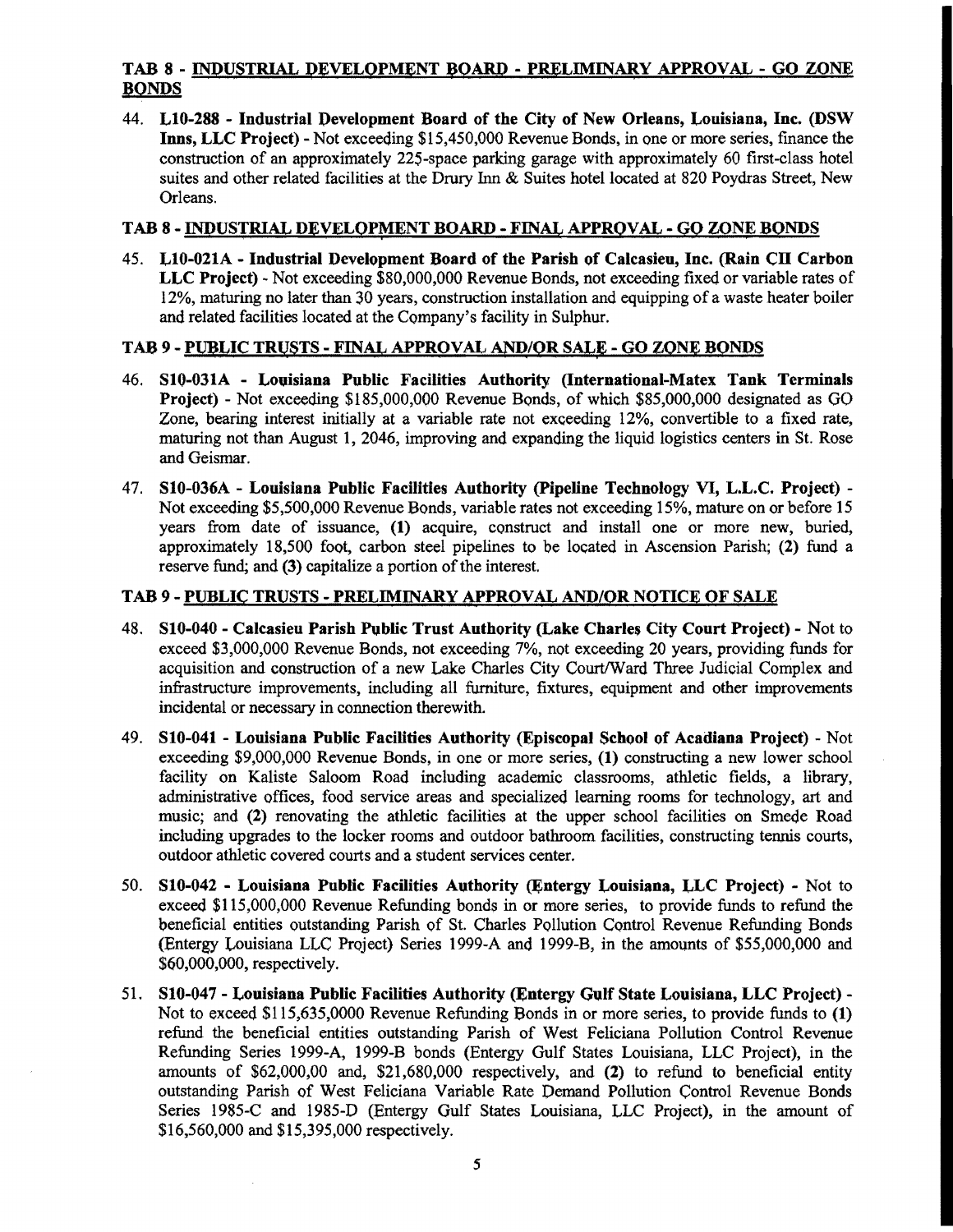## TAB 8 - INDUSTRIAL DEVELOPMENT BOARD - PRELIMINARY APPROVAL - GO ZONE BONDS

44. **L10-288 - Industrial Development Board of the City of New Orleans, Louisiana, Inc. (DSW Inns, LLC Project)** - Not exceeding $15,450,000 Revenue Bonds, in one or more series, finance the construction of an approximately 225-space parking garage with approximately 60 first-class hotel suites and other related facilities at the Drury Inn & Suites hotel located at 820 Poydras Street, New Orleans.

## TAB 8 - INDUSTRIAL DEVELOPMENT BOARD - FINAL APPROVAL - GO ZONE BONDS

45. **L10-021A - Industrial Development Board of the Parish of Calcasieu, Inc. (Rain CII Carbon LLC Project)** - Not exceeding $80,000,000 Revenue Bonds, not exceeding fixed or variable rates of 12%, maturing no later than 30 years, construction installation and equipping of a waste heater boiler and related facilities located at the Company's facility in Sulphur.

## TAB 9 - PUBLIC TRUSTS - FINAL APPROVAL AND/OR SALE - GO ZONE BONDS

46. **S10-031A - Louisiana Public Facilities Authority (International-Matex Tank Terminals Project)** - Not exceeding $185,000,000 Revenue Bonds, of which $85,000,000 designated as GO Zone, bearing interest initially at a variable rate not exceeding 12%, convertible to a fixed rate, maturing not than August 1, 2046, improving and expanding the liquid logistics centers in St. Rose and Geismar.

47. **S10-036A - Louisiana Public Facilities Authority (Pipeline Technology VI, L.L.C. Project)** - Not exceeding $5,500,000 Revenue Bonds, variable rates not exceeding 15%, mature on or before 15 years from date of issuance, **(1)** acquire, construct and install one or more new, buried, approximately 18,500 foot, carbon steel pipelines to be located in Ascension Parish; **(2)** fund a reserve fund; and **(3)** capitalize a portion of the interest.

## TAB 9 - PUBLIC TRUSTS - PRELIMINARY APPROVAL AND/OR NOTICE OF SALE

48. **S10-040 - Calcasieu Parish Public Trust Authority (Lake Charles City Court Project)** - Not to exceed $3,000,000 Revenue Bonds, not exceeding 7%, not exceeding 20 years, providing funds for acquisition and construction of a new Lake Charles City Court/Ward Three Judicial Complex and infrastructure improvements, including all furniture, fixtures, equipment and other improvements incidental or necessary in connection therewith.

49. **S10-041 - Louisiana Public Facilities Authority (Episcopal School of Acadiana Project)** - Not exceeding $9,000,000 Revenue Bonds, in one or more series, **(1)** constructing a new lower school facility on Kaliste Saloom Road including academic classrooms, athletic fields, a library, administrative offices, food service areas and specialized learning rooms for technology, art and music; and **(2)** renovating the athletic facilities at the upper school facilities on Smede Road including upgrades to the locker rooms and outdoor bathroom facilities, constructing tennis courts, outdoor athletic covered courts and a student services center.

50. **S10-042 - Louisiana Public Facilities Authority (Entergy Louisiana, LLC Project)** - Not to exceed $115,000,000 Revenue Refunding bonds in or more series, to provide funds to refund the beneficial entities outstanding Parish of St. Charles Pollution Control Revenue Refunding Bonds (Entergy Louisiana LLC Project) Series 1999-A and 1999-B, in the amounts of $55,000,000 and $60,000,000, respectively.

51. **S10-047 - Louisiana Public Facilities Authority (Entergy Gulf State Louisiana, LLC Project)** - Not to exceed $115,635,0000 Revenue Refunding Bonds in or more series, to provide funds to **(1)** refund the beneficial entities outstanding Parish of West Feliciana Pollution Control Revenue Refunding Series 1999-A, 1999-B bonds (Entergy Gulf States Louisiana, LLC Project), in the amounts of $62,000,00 and, $21,680,000 respectively, and **(2)** to refund to beneficial entity outstanding Parish of West Feliciana Variable Rate Demand Pollution Control Revenue Bonds Series 1985-C and 1985-D (Entergy Gulf States Louisiana, LLC Project), in the amount of $16,560,000 and $15,395,000 respectively.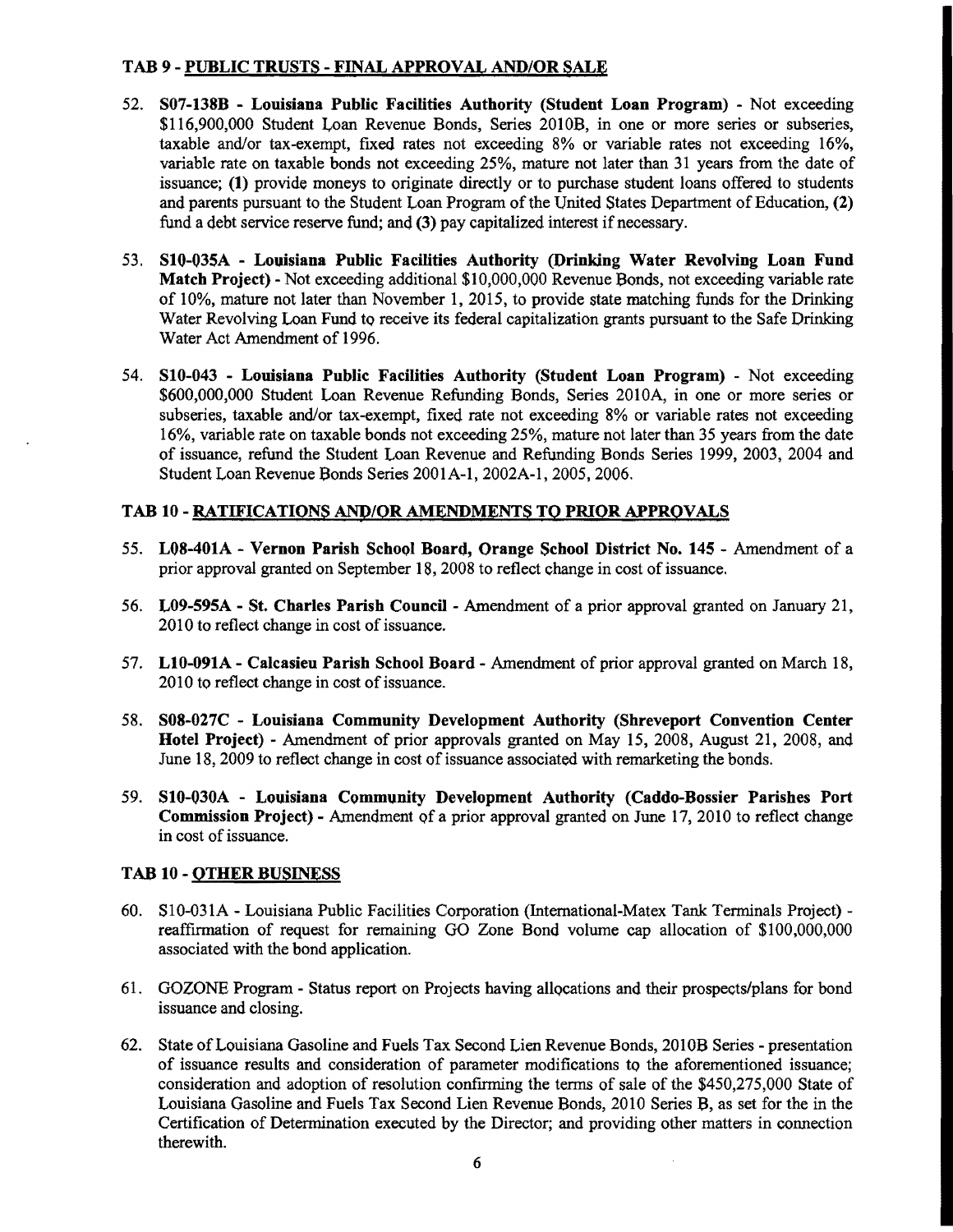## TAB 9 - PUBLIC TRUSTS - FINAL APPROVAL AND/OR SALE

52. **S07-138B - Louisiana Public Facilities Authority (Student Loan Program)** - Not exceeding $116,900,000 Student Loan Revenue Bonds, Series 2010B, in one or more series or subseries, taxable and/or tax-exempt, fixed rates not exceeding 8% or variable rates not exceeding 16%, variable rate on taxable bonds not exceeding 25%, mature not later than 31 years from the date of issuance; **(1)** provide moneys to originate directly or to purchase student loans offered to students and parents pursuant to the Student Loan Program of the United States Department of Education, **(2)** fund a debt service reserve fund; and **(3)** pay capitalized interest if necessary.

53. **S10-035A - Louisiana Public Facilities Authority (Drinking Water Revolving Loan Fund Match Project)** - Not exceeding additional $10,000,000 Revenue Bonds, not exceeding variable rate of 10%, mature not later than November 1, 2015, to provide state matching funds for the Drinking Water Revolving Loan Fund to receive its federal capitalization grants pursuant to the Safe Drinking Water Act Amendment of 1996.

54. **S10-043 - Louisiana Public Facilities Authority (Student Loan Program)** - Not exceeding $600,000,000 Student Loan Revenue Refunding Bonds, Series 2010A, in one or more series or subseries, taxable and/or tax-exempt, fixed rate not exceeding 8% or variable rates not exceeding 16%, variable rate on taxable bonds not exceeding 25%, mature not later than 35 years from the date of issuance, refund the Student Loan Revenue and Refunding Bonds Series 1999, 2003, 2004 and Student Loan Revenue Bonds Series 2001A-1, 2002A-1, 2005, 2006.

## TAB 10 - RATIFICATIONS AND/OR AMENDMENTS TO PRIOR APPROVALS

55. **L08-401A - Vernon Parish School Board, Orange School District No. 145** - Amendment of a prior approval granted on September 18, 2008 to reflect change in cost of issuance.

56. **L09-595A - St. Charles Parish Council** - Amendment of a prior approval granted on January 21, 2010 to reflect change in cost of issuance.

57. **L10-091A - Calcasieu Parish School Board** - Amendment of prior approval granted on March 18, 2010 to reflect change in cost of issuance.

58. **S08-027C - Louisiana Community Development Authority (Shreveport Convention Center Hotel Project)** - Amendment of prior approvals granted on May 15, 2008, August 21, 2008, and June 18, 2009 to reflect change in cost of issuance associated with remarketing the bonds.

59. **S10-030A - Louisiana Community Development Authority (Caddo-Bossier Parishes Port Commission Project)** - Amendment of a prior approval granted on June 17, 2010 to reflect change in cost of issuance.

## TAB 10 - OTHER BUSINESS

60. S10-031A - Louisiana Public Facilities Corporation (International-Matex Tank Terminals Project) - reaffirmation of request for remaining GO Zone Bond volume cap allocation of $100,000,000 associated with the bond application.

61. GOZONE Program - Status report on Projects having allocations and their prospects/plans for bond issuance and closing.

62. State of Louisiana Gasoline and Fuels Tax Second Lien Revenue Bonds, 2010B Series - presentation of issuance results and consideration of parameter modifications to the aforementioned issuance; consideration and adoption of resolution confirming the terms of sale of the $450,275,000 State of Louisiana Gasoline and Fuels Tax Second Lien Revenue Bonds, 2010 Series B, as set for the in the Certification of Determination executed by the Director; and providing other matters in connection therewith.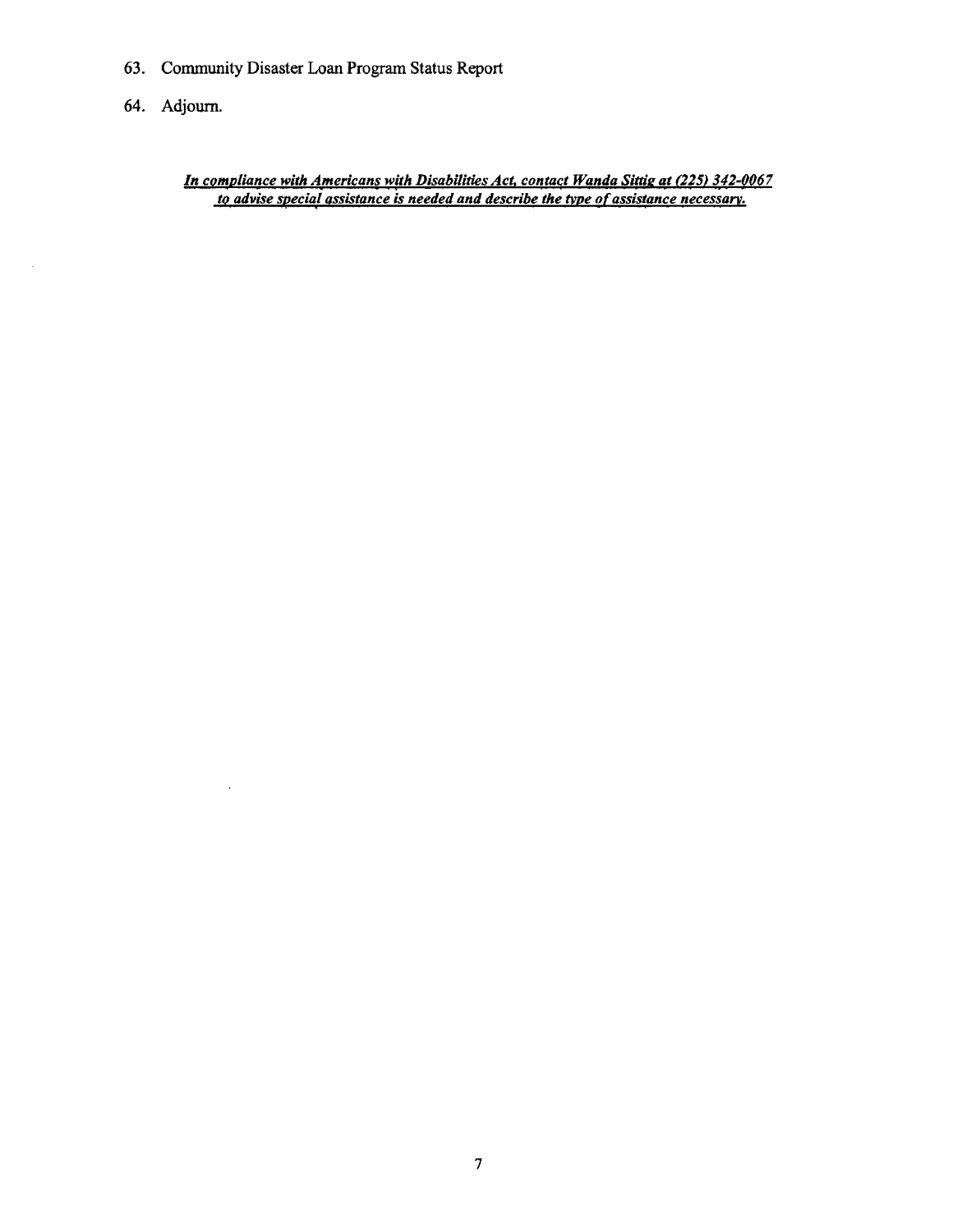63. Community Disaster Loan Program Status Report

64. Adjourn.

***<u>In compliance with Americans with Disabilities Act, contact Wanda Sittig at (225) 342-0067 to advise special assistance is needed and describe the type of assistance necessary.</u>***